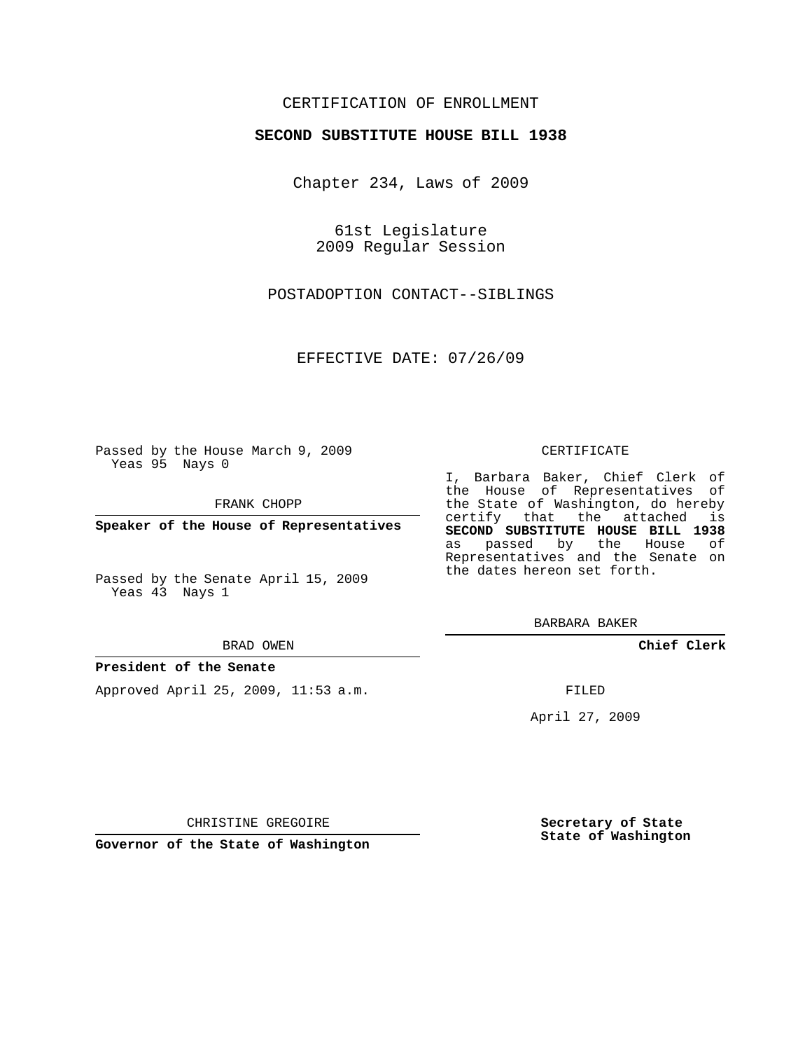CERTIFICATION OF ENROLLMENT

**SECOND SUBSTITUTE HOUSE BILL 1938**

Chapter 234, Laws of 2009

61st Legislature
2009 Regular Session

POSTADOPTION CONTACT--SIBLINGS

EFFECTIVE DATE: 07/26/09

Passed by the House March 9, 2009
Yeas 95 Nays 0

FRANK CHOPP

**Speaker of the House of Representatives**

Passed by the Senate April 15, 2009
Yeas 43 Nays 1

BRAD OWEN

**President of the Senate**

Approved April 25, 2009, 11:53 a.m.

CHRISTINE GREGOIRE

**Governor of the State of Washington**

CERTIFICATE

I, Barbara Baker, Chief Clerk of the House of Representatives of the State of Washington, do hereby certify that the attached is **SECOND SUBSTITUTE HOUSE BILL 1938** as passed by the House of Representatives and the Senate on the dates hereon set forth.

BARBARA BAKER

**Chief Clerk**

FILED

April 27, 2009

**Secretary of State**
**State of Washington**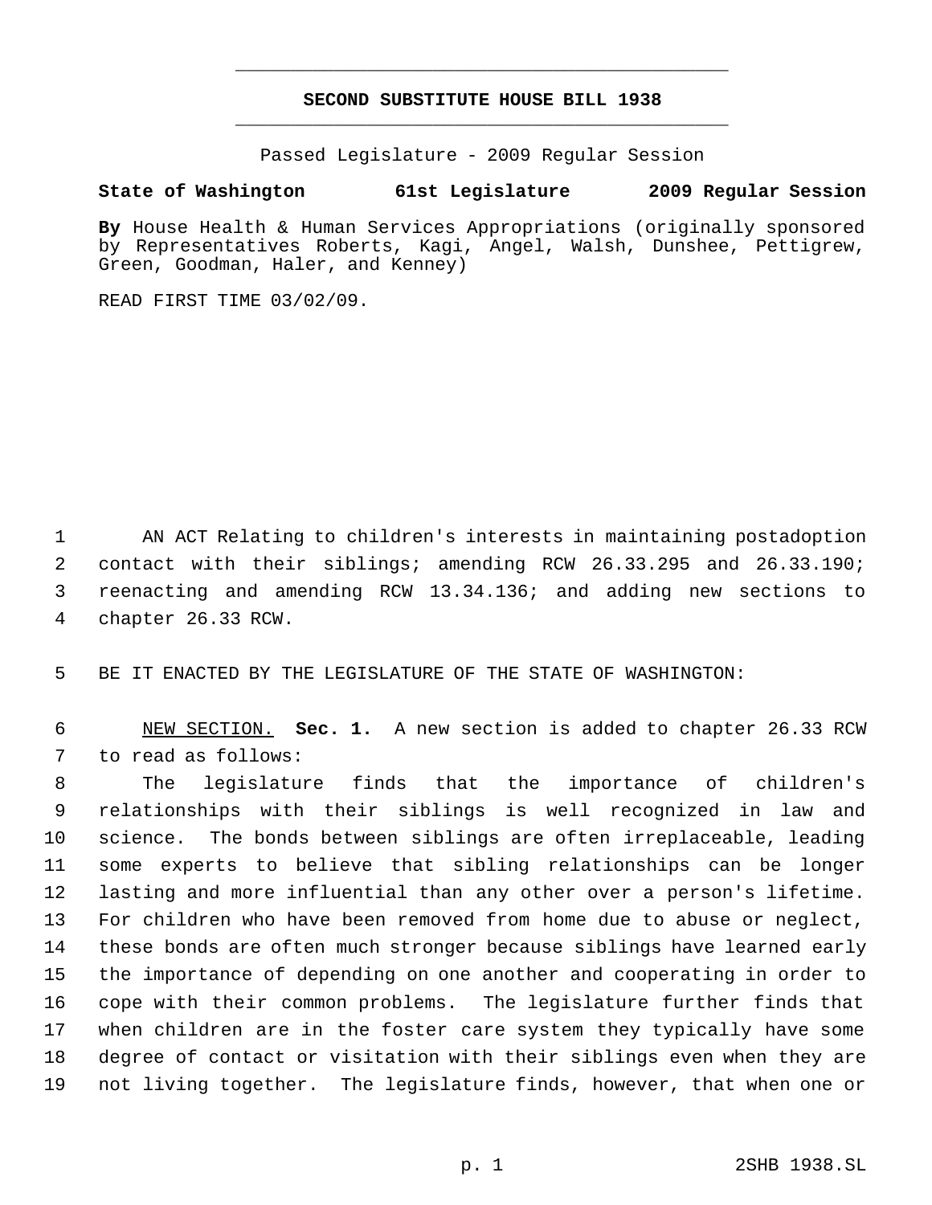# SECOND SUBSTITUTE HOUSE BILL 1938

Passed Legislature - 2009 Regular Session

**State of Washington 61st Legislature 2009 Regular Session**

**By** House Health & Human Services Appropriations (originally sponsored by Representatives Roberts, Kagi, Angel, Walsh, Dunshee, Pettigrew, Green, Goodman, Haler, and Kenney)

READ FIRST TIME 03/02/09.

AN ACT Relating to children's interests in maintaining postadoption contact with their siblings; amending RCW 26.33.295 and 26.33.190; reenacting and amending RCW 13.34.136; and adding new sections to chapter 26.33 RCW.

BE IT ENACTED BY THE LEGISLATURE OF THE STATE OF WASHINGTON:

NEW SECTION. **Sec. 1.** A new section is added to chapter 26.33 RCW to read as follows:

The legislature finds that the importance of children's relationships with their siblings is well recognized in law and science. The bonds between siblings are often irreplaceable, leading some experts to believe that sibling relationships can be longer lasting and more influential than any other over a person's lifetime. For children who have been removed from home due to abuse or neglect, these bonds are often much stronger because siblings have learned early the importance of depending on one another and cooperating in order to cope with their common problems. The legislature further finds that when children are in the foster care system they typically have some degree of contact or visitation with their siblings even when they are not living together. The legislature finds, however, that when one or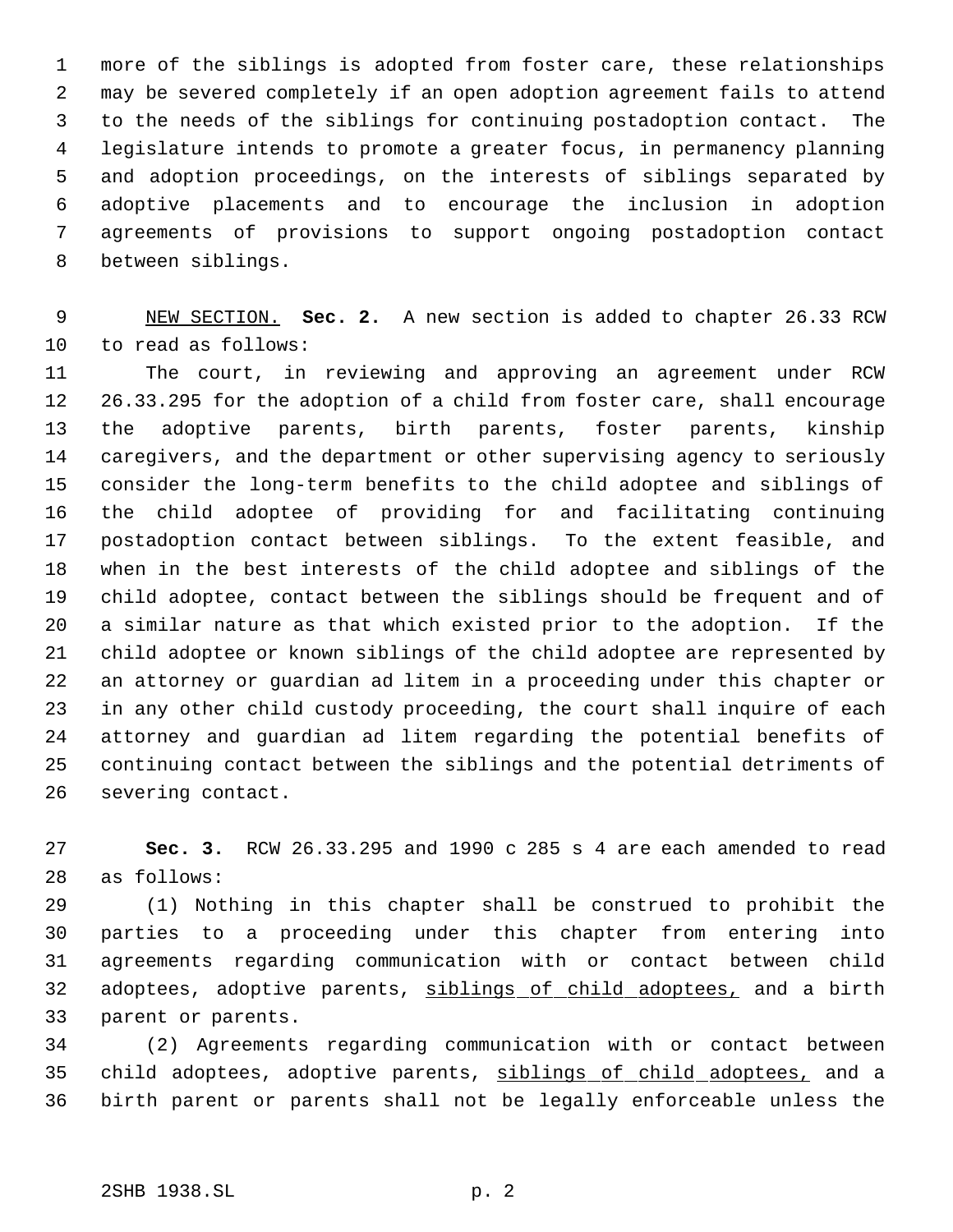more of the siblings is adopted from foster care, these relationships may be severed completely if an open adoption agreement fails to attend to the needs of the siblings for continuing postadoption contact. The legislature intends to promote a greater focus, in permanency planning and adoption proceedings, on the interests of siblings separated by adoptive placements and to encourage the inclusion in adoption agreements of provisions to support ongoing postadoption contact between siblings.

NEW SECTION. **Sec. 2.** A new section is added to chapter 26.33 RCW to read as follows:

The court, in reviewing and approving an agreement under RCW 26.33.295 for the adoption of a child from foster care, shall encourage the adoptive parents, birth parents, foster parents, kinship caregivers, and the department or other supervising agency to seriously consider the long-term benefits to the child adoptee and siblings of the child adoptee of providing for and facilitating continuing postadoption contact between siblings. To the extent feasible, and when in the best interests of the child adoptee and siblings of the child adoptee, contact between the siblings should be frequent and of a similar nature as that which existed prior to the adoption. If the child adoptee or known siblings of the child adoptee are represented by an attorney or guardian ad litem in a proceeding under this chapter or in any other child custody proceeding, the court shall inquire of each attorney and guardian ad litem regarding the potential benefits of continuing contact between the siblings and the potential detriments of severing contact.

**Sec. 3.** RCW 26.33.295 and 1990 c 285 s 4 are each amended to read as follows:

(1) Nothing in this chapter shall be construed to prohibit the parties to a proceeding under this chapter from entering into agreements regarding communication with or contact between child adoptees, adoptive parents, <u>siblings of child adoptees,</u> and a birth parent or parents.

(2) Agreements regarding communication with or contact between child adoptees, adoptive parents, <u>siblings of child adoptees,</u> and a birth parent or parents shall not be legally enforceable unless the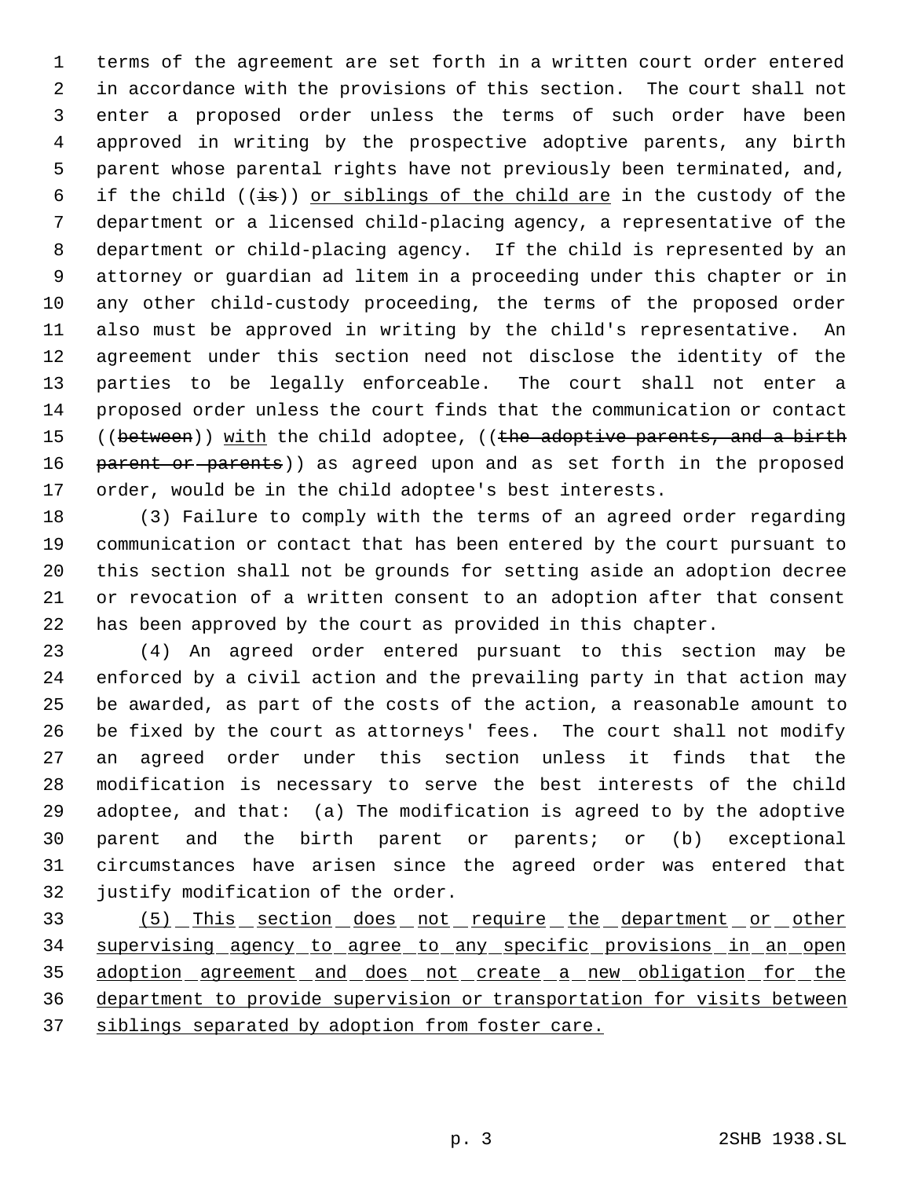terms of the agreement are set forth in a written court order entered in accordance with the provisions of this section. The court shall not enter a proposed order unless the terms of such order have been approved in writing by the prospective adoptive parents, any birth parent whose parental rights have not previously been terminated, and, if the child ((~~is~~)) <u>or siblings of the child are</u> in the custody of the department or a licensed child-placing agency, a representative of the department or child-placing agency. If the child is represented by an attorney or guardian ad litem in a proceeding under this chapter or in any other child-custody proceeding, the terms of the proposed order also must be approved in writing by the child's representative. An agreement under this section need not disclose the identity of the parties to be legally enforceable. The court shall not enter a proposed order unless the court finds that the communication or contact ((~~between~~)) <u>with</u> the child adoptee, ((~~the adoptive parents, and a birth parent or parents~~)) as agreed upon and as set forth in the proposed order, would be in the child adoptee's best interests.

(3) Failure to comply with the terms of an agreed order regarding communication or contact that has been entered by the court pursuant to this section shall not be grounds for setting aside an adoption decree or revocation of a written consent to an adoption after that consent has been approved by the court as provided in this chapter.

(4) An agreed order entered pursuant to this section may be enforced by a civil action and the prevailing party in that action may be awarded, as part of the costs of the action, a reasonable amount to be fixed by the court as attorneys' fees. The court shall not modify an agreed order under this section unless it finds that the modification is necessary to serve the best interests of the child adoptee, and that: (a) The modification is agreed to by the adoptive parent and the birth parent or parents; or (b) exceptional circumstances have arisen since the agreed order was entered that justify modification of the order.

<u>(5) This section does not require the department or other supervising agency to agree to any specific provisions in an open adoption agreement and does not create a new obligation for the department to provide supervision or transportation for visits between siblings separated by adoption from foster care.</u>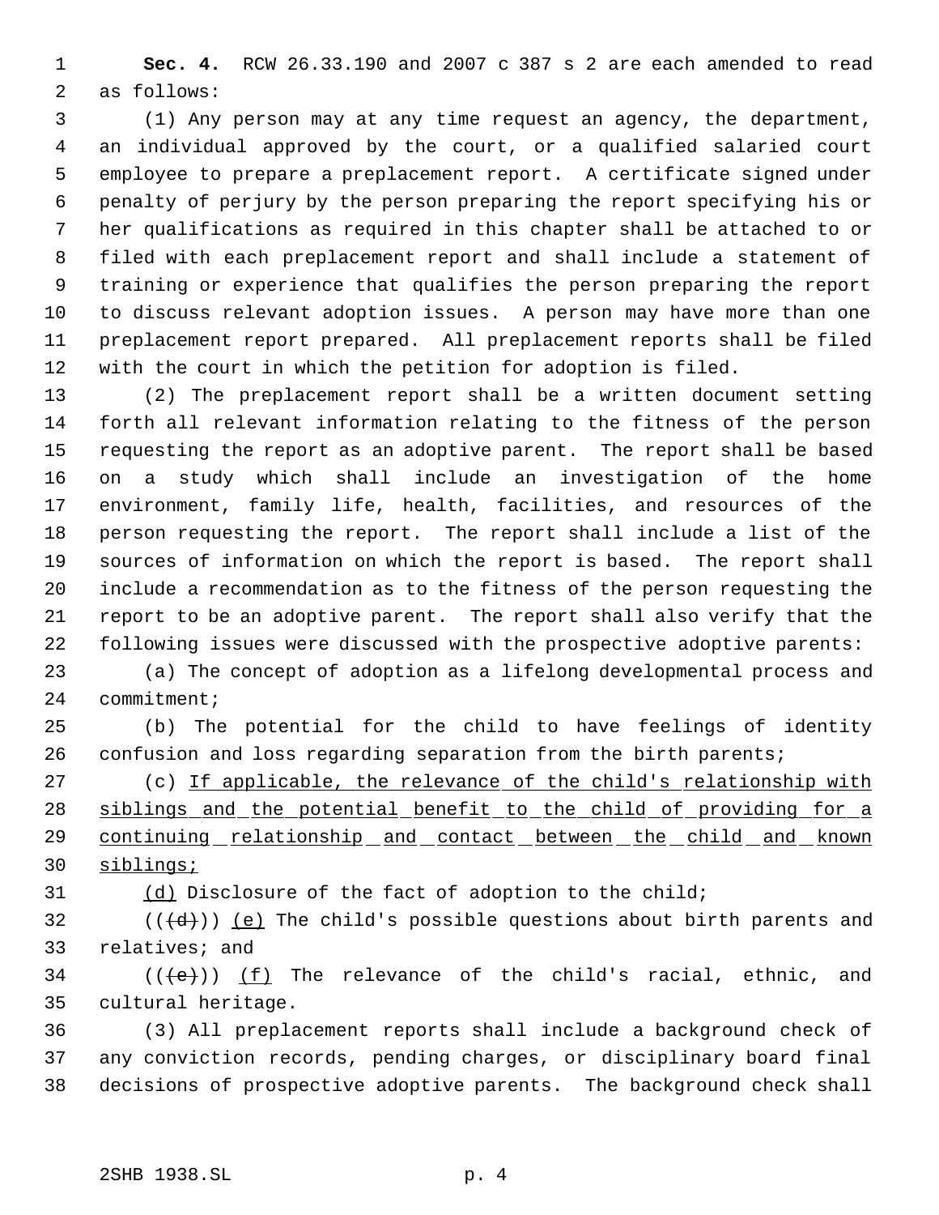**Sec. 4.** RCW 26.33.190 and 2007 c 387 s 2 are each amended to read as follows:

(1) Any person may at any time request an agency, the department, an individual approved by the court, or a qualified salaried court employee to prepare a preplacement report. A certificate signed under penalty of perjury by the person preparing the report specifying his or her qualifications as required in this chapter shall be attached to or filed with each preplacement report and shall include a statement of training or experience that qualifies the person preparing the report to discuss relevant adoption issues. A person may have more than one preplacement report prepared. All preplacement reports shall be filed with the court in which the petition for adoption is filed.

(2) The preplacement report shall be a written document setting forth all relevant information relating to the fitness of the person requesting the report as an adoptive parent. The report shall be based on a study which shall include an investigation of the home environment, family life, health, facilities, and resources of the person requesting the report. The report shall include a list of the sources of information on which the report is based. The report shall include a recommendation as to the fitness of the person requesting the report to be an adoptive parent. The report shall also verify that the following issues were discussed with the prospective adoptive parents:

(a) The concept of adoption as a lifelong developmental process and commitment;

(b) The potential for the child to have feelings of identity confusion and loss regarding separation from the birth parents;

(c) <u>If applicable, the relevance of the child's relationship with siblings and the potential benefit to the child of providing for a continuing relationship and contact between the child and known siblings;</u>

<u>(d)</u> Disclosure of the fact of adoption to the child;

((~~(d)~~)) <u>(e)</u> The child's possible questions about birth parents and relatives; and

((~~(e)~~)) <u>(f)</u> The relevance of the child's racial, ethnic, and cultural heritage.

(3) All preplacement reports shall include a background check of any conviction records, pending charges, or disciplinary board final decisions of prospective adoptive parents. The background check shall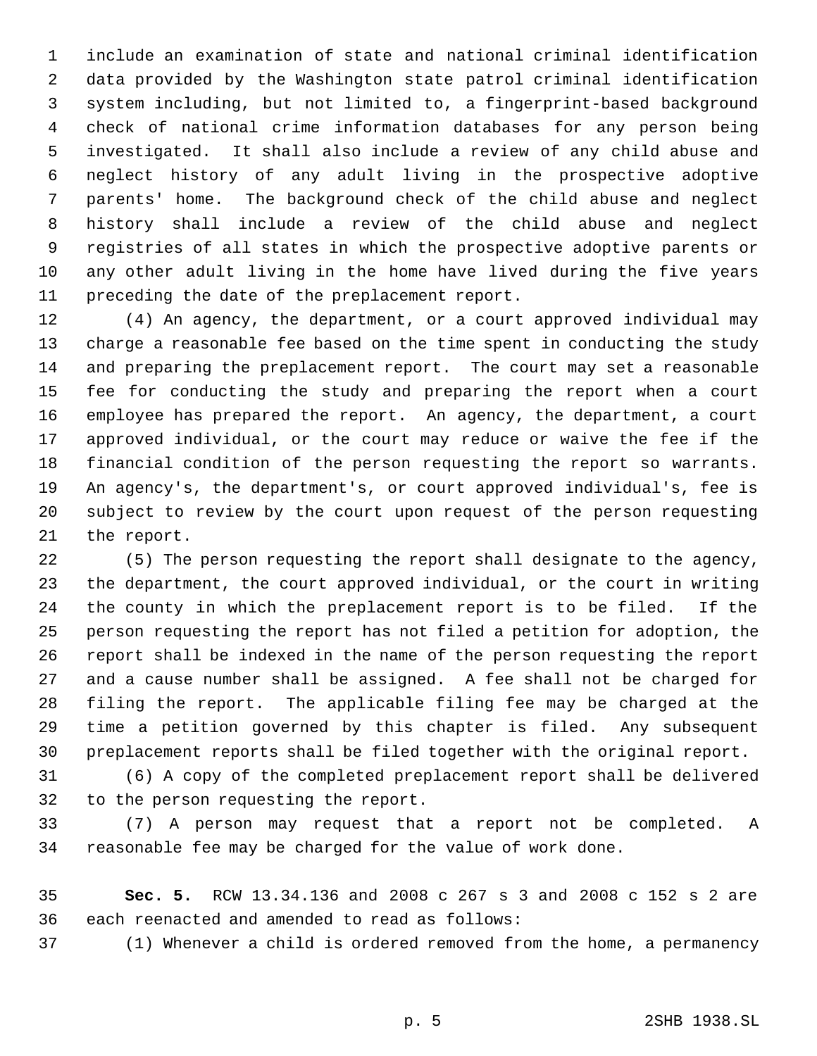include an examination of state and national criminal identification data provided by the Washington state patrol criminal identification system including, but not limited to, a fingerprint-based background check of national crime information databases for any person being investigated. It shall also include a review of any child abuse and neglect history of any adult living in the prospective adoptive parents' home. The background check of the child abuse and neglect history shall include a review of the child abuse and neglect registries of all states in which the prospective adoptive parents or any other adult living in the home have lived during the five years preceding the date of the preplacement report.

(4) An agency, the department, or a court approved individual may charge a reasonable fee based on the time spent in conducting the study and preparing the preplacement report. The court may set a reasonable fee for conducting the study and preparing the report when a court employee has prepared the report. An agency, the department, a court approved individual, or the court may reduce or waive the fee if the financial condition of the person requesting the report so warrants. An agency's, the department's, or court approved individual's, fee is subject to review by the court upon request of the person requesting the report.

(5) The person requesting the report shall designate to the agency, the department, the court approved individual, or the court in writing the county in which the preplacement report is to be filed. If the person requesting the report has not filed a petition for adoption, the report shall be indexed in the name of the person requesting the report and a cause number shall be assigned. A fee shall not be charged for filing the report. The applicable filing fee may be charged at the time a petition governed by this chapter is filed. Any subsequent preplacement reports shall be filed together with the original report.

(6) A copy of the completed preplacement report shall be delivered to the person requesting the report.

(7) A person may request that a report not be completed. A reasonable fee may be charged for the value of work done.

**Sec. 5.** RCW 13.34.136 and 2008 c 267 s 3 and 2008 c 152 s 2 are each reenacted and amended to read as follows:

(1) Whenever a child is ordered removed from the home, a permanency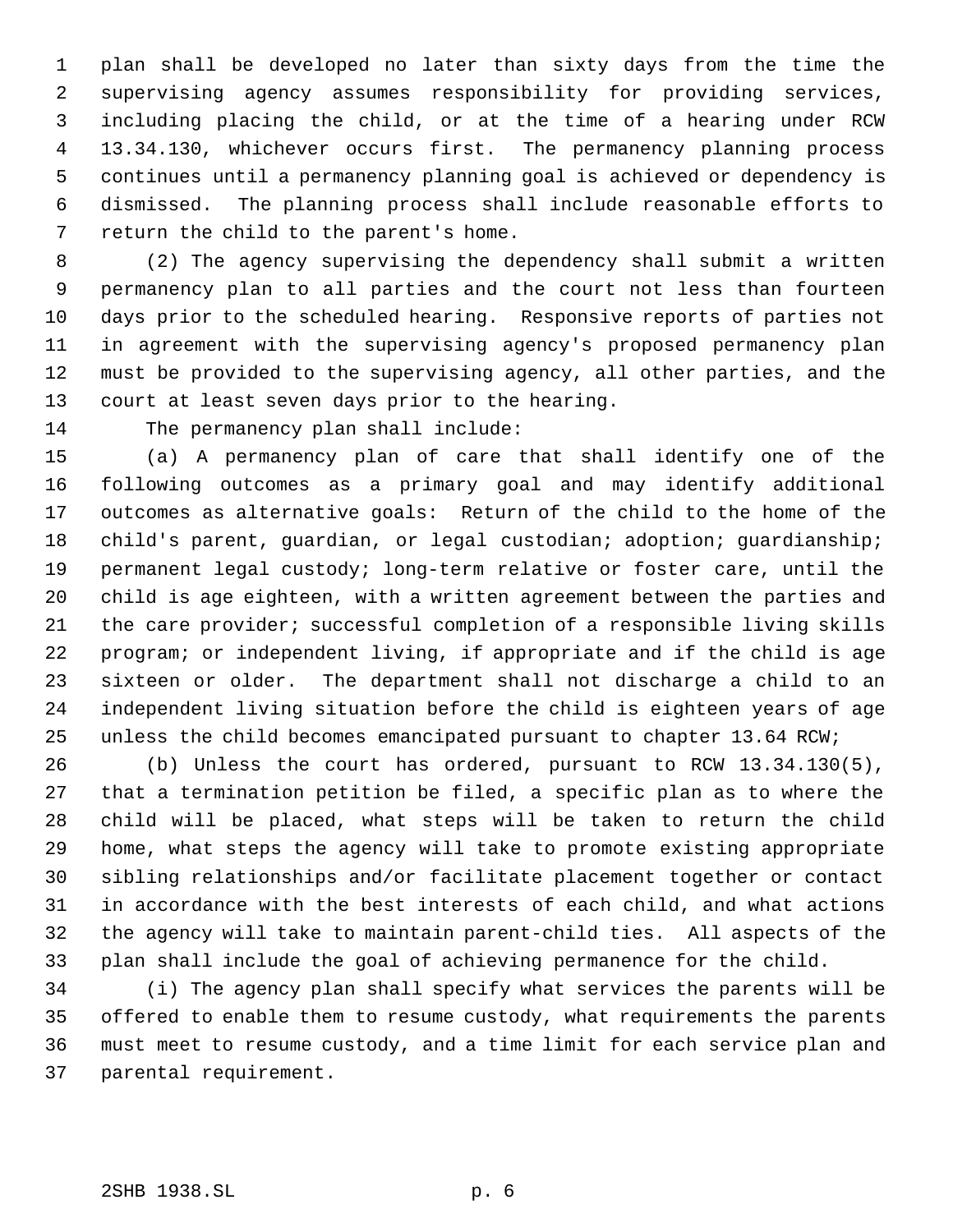plan shall be developed no later than sixty days from the time the supervising agency assumes responsibility for providing services, including placing the child, or at the time of a hearing under RCW 13.34.130, whichever occurs first. The permanency planning process continues until a permanency planning goal is achieved or dependency is dismissed. The planning process shall include reasonable efforts to return the child to the parent's home.

(2) The agency supervising the dependency shall submit a written permanency plan to all parties and the court not less than fourteen days prior to the scheduled hearing. Responsive reports of parties not in agreement with the supervising agency's proposed permanency plan must be provided to the supervising agency, all other parties, and the court at least seven days prior to the hearing.

The permanency plan shall include:

(a) A permanency plan of care that shall identify one of the following outcomes as a primary goal and may identify additional outcomes as alternative goals: Return of the child to the home of the child's parent, guardian, or legal custodian; adoption; guardianship; permanent legal custody; long-term relative or foster care, until the child is age eighteen, with a written agreement between the parties and the care provider; successful completion of a responsible living skills program; or independent living, if appropriate and if the child is age sixteen or older. The department shall not discharge a child to an independent living situation before the child is eighteen years of age unless the child becomes emancipated pursuant to chapter 13.64 RCW;

(b) Unless the court has ordered, pursuant to RCW 13.34.130(5), that a termination petition be filed, a specific plan as to where the child will be placed, what steps will be taken to return the child home, what steps the agency will take to promote existing appropriate sibling relationships and/or facilitate placement together or contact in accordance with the best interests of each child, and what actions the agency will take to maintain parent-child ties. All aspects of the plan shall include the goal of achieving permanence for the child.

(i) The agency plan shall specify what services the parents will be offered to enable them to resume custody, what requirements the parents must meet to resume custody, and a time limit for each service plan and parental requirement.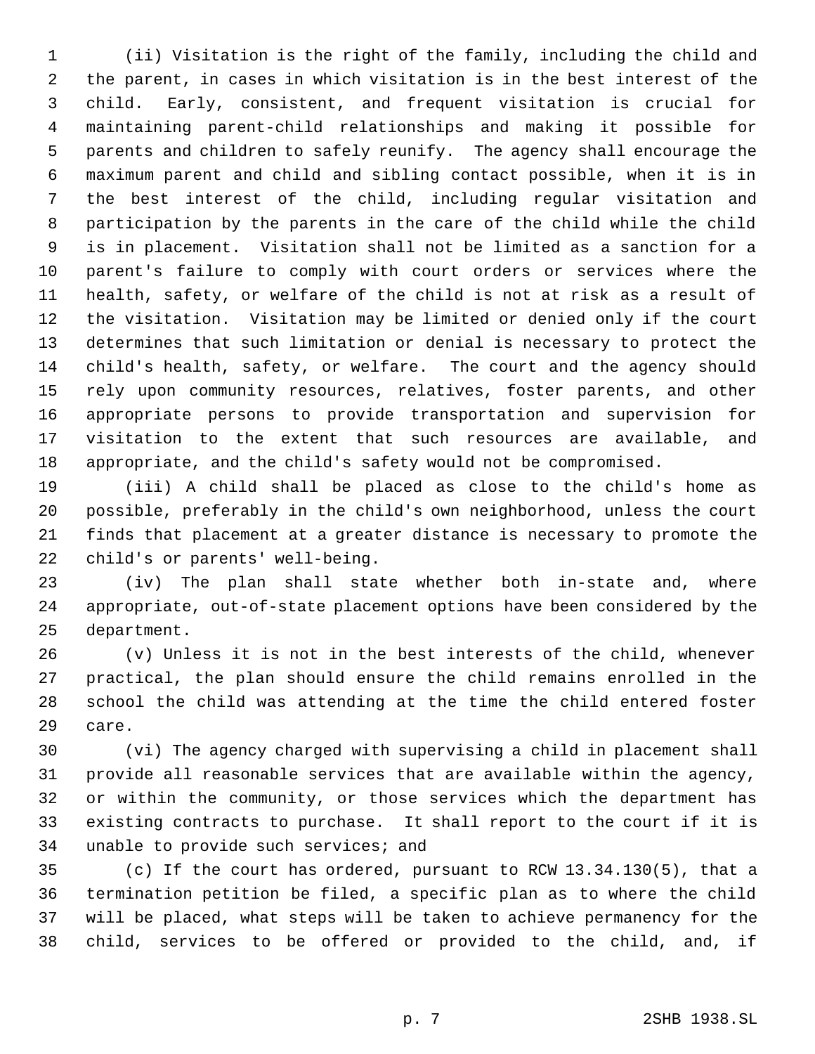(ii) Visitation is the right of the family, including the child and the parent, in cases in which visitation is in the best interest of the child. Early, consistent, and frequent visitation is crucial for maintaining parent-child relationships and making it possible for parents and children to safely reunify. The agency shall encourage the maximum parent and child and sibling contact possible, when it is in the best interest of the child, including regular visitation and participation by the parents in the care of the child while the child is in placement. Visitation shall not be limited as a sanction for a parent's failure to comply with court orders or services where the health, safety, or welfare of the child is not at risk as a result of the visitation. Visitation may be limited or denied only if the court determines that such limitation or denial is necessary to protect the child's health, safety, or welfare. The court and the agency should rely upon community resources, relatives, foster parents, and other appropriate persons to provide transportation and supervision for visitation to the extent that such resources are available, and appropriate, and the child's safety would not be compromised.

(iii) A child shall be placed as close to the child's home as possible, preferably in the child's own neighborhood, unless the court finds that placement at a greater distance is necessary to promote the child's or parents' well-being.

(iv) The plan shall state whether both in-state and, where appropriate, out-of-state placement options have been considered by the department.

(v) Unless it is not in the best interests of the child, whenever practical, the plan should ensure the child remains enrolled in the school the child was attending at the time the child entered foster care.

(vi) The agency charged with supervising a child in placement shall provide all reasonable services that are available within the agency, or within the community, or those services which the department has existing contracts to purchase. It shall report to the court if it is unable to provide such services; and

(c) If the court has ordered, pursuant to RCW 13.34.130(5), that a termination petition be filed, a specific plan as to where the child will be placed, what steps will be taken to achieve permanency for the child, services to be offered or provided to the child, and, if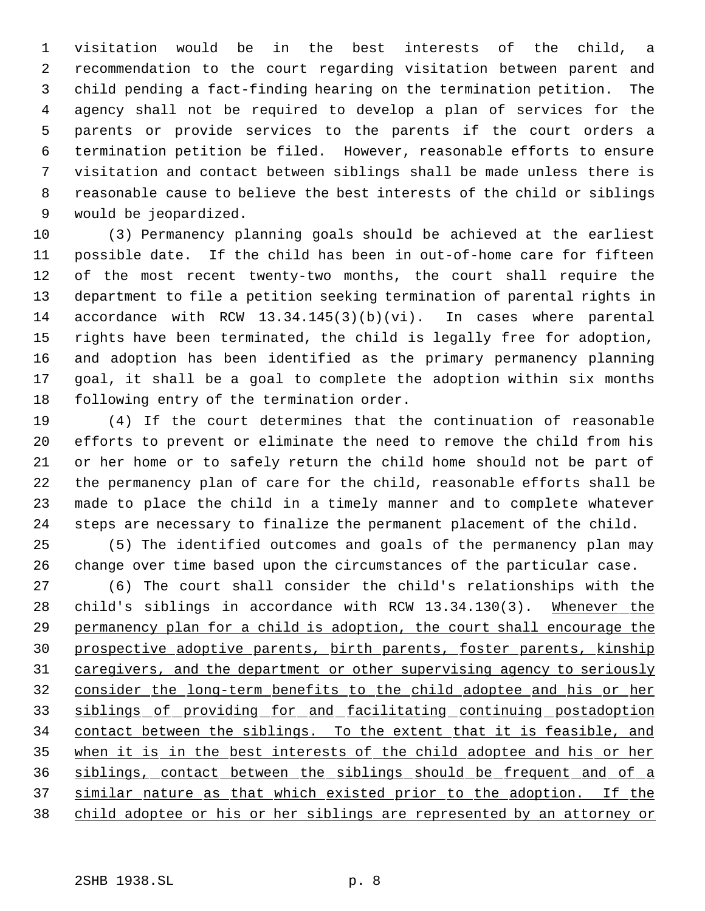visitation would be in the best interests of the child, a recommendation to the court regarding visitation between parent and child pending a fact-finding hearing on the termination petition. The agency shall not be required to develop a plan of services for the parents or provide services to the parents if the court orders a termination petition be filed. However, reasonable efforts to ensure visitation and contact between siblings shall be made unless there is reasonable cause to believe the best interests of the child or siblings would be jeopardized.

(3) Permanency planning goals should be achieved at the earliest possible date. If the child has been in out-of-home care for fifteen of the most recent twenty-two months, the court shall require the department to file a petition seeking termination of parental rights in accordance with RCW 13.34.145(3)(b)(vi). In cases where parental rights have been terminated, the child is legally free for adoption, and adoption has been identified as the primary permanency planning goal, it shall be a goal to complete the adoption within six months following entry of the termination order.

(4) If the court determines that the continuation of reasonable efforts to prevent or eliminate the need to remove the child from his or her home or to safely return the child home should not be part of the permanency plan of care for the child, reasonable efforts shall be made to place the child in a timely manner and to complete whatever steps are necessary to finalize the permanent placement of the child.

(5) The identified outcomes and goals of the permanency plan may change over time based upon the circumstances of the particular case.

(6) The court shall consider the child's relationships with the child's siblings in accordance with RCW 13.34.130(3). Whenever the permanency plan for a child is adoption, the court shall encourage the prospective adoptive parents, birth parents, foster parents, kinship caregivers, and the department or other supervising agency to seriously consider the long-term benefits to the child adoptee and his or her siblings of providing for and facilitating continuing postadoption contact between the siblings. To the extent that it is feasible, and when it is in the best interests of the child adoptee and his or her siblings, contact between the siblings should be frequent and of a similar nature as that which existed prior to the adoption. If the child adoptee or his or her siblings are represented by an attorney or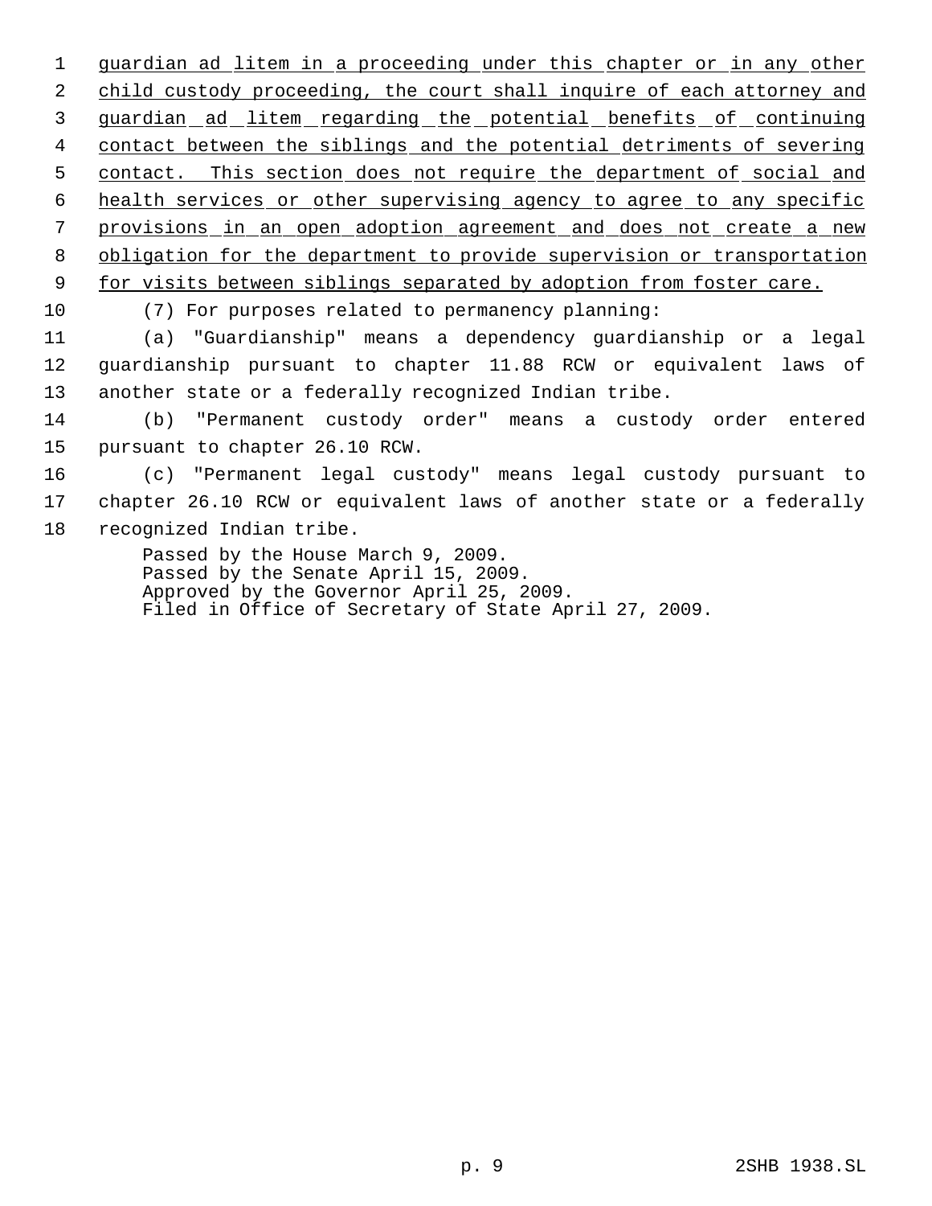guardian ad litem in a proceeding under this chapter or in any other child custody proceeding, the court shall inquire of each attorney and guardian ad litem regarding the potential benefits of continuing contact between the siblings and the potential detriments of severing contact. This section does not require the department of social and health services or other supervising agency to agree to any specific provisions in an open adoption agreement and does not create a new obligation for the department to provide supervision or transportation for visits between siblings separated by adoption from foster care.

(7) For purposes related to permanency planning:

(a) "Guardianship" means a dependency guardianship or a legal guardianship pursuant to chapter 11.88 RCW or equivalent laws of another state or a federally recognized Indian tribe.

(b) "Permanent custody order" means a custody order entered pursuant to chapter 26.10 RCW.

(c) "Permanent legal custody" means legal custody pursuant to chapter 26.10 RCW or equivalent laws of another state or a federally recognized Indian tribe.

Passed by the House March 9, 2009.
Passed by the Senate April 15, 2009.
Approved by the Governor April 25, 2009.
Filed in Office of Secretary of State April 27, 2009.